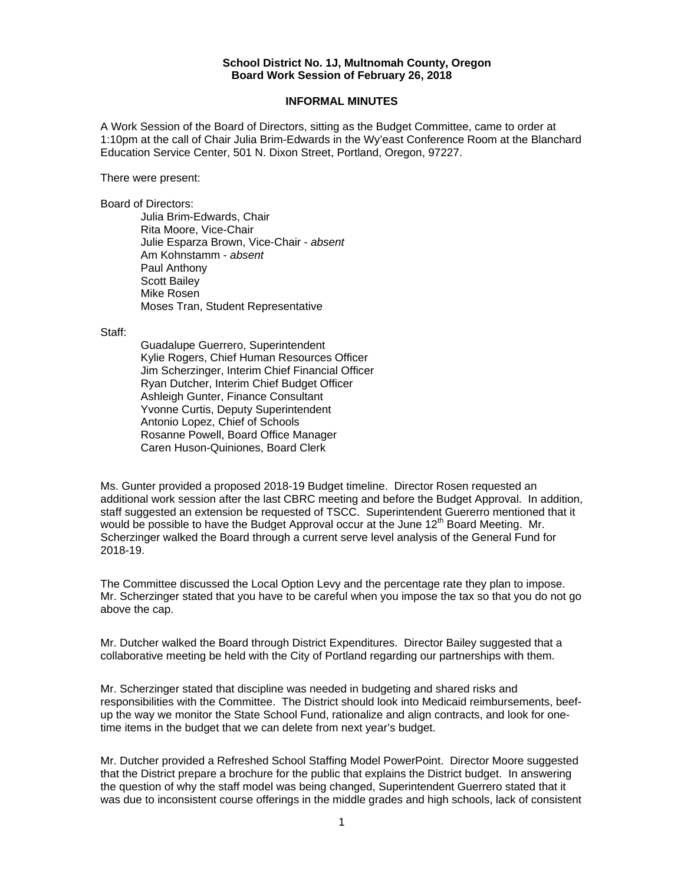**School District No. 1J, Multnomah County, Oregon**
**Board Work Session of February 26, 2018**

## INFORMAL MINUTES

A Work Session of the Board of Directors, sitting as the Budget Committee, came to order at 1:10pm at the call of Chair Julia Brim-Edwards in the Wy'east Conference Room at the Blanchard Education Service Center, 501 N. Dixon Street, Portland, Oregon, 97227.

There were present:

Board of Directors:

- Julia Brim-Edwards, Chair
- Rita Moore, Vice-Chair
- Julie Esparza Brown, Vice-Chair - *absent*
- Am Kohnstamm - *absent*
- Paul Anthony
- Scott Bailey
- Mike Rosen
- Moses Tran, Student Representative

Staff:

- Guadalupe Guerrero, Superintendent
- Kylie Rogers, Chief Human Resources Officer
- Jim Scherzinger, Interim Chief Financial Officer
- Ryan Dutcher, Interim Chief Budget Officer
- Ashleigh Gunter, Finance Consultant
- Yvonne Curtis, Deputy Superintendent
- Antonio Lopez, Chief of Schools
- Rosanne Powell, Board Office Manager
- Caren Huson-Quiniones, Board Clerk

Ms. Gunter provided a proposed 2018-19 Budget timeline. Director Rosen requested an additional work session after the last CBRC meeting and before the Budget Approval. In addition, staff suggested an extension be requested of TSCC. Superintendent Guererro mentioned that it would be possible to have the Budget Approval occur at the June 12th Board Meeting. Mr. Scherzinger walked the Board through a current serve level analysis of the General Fund for 2018-19.

The Committee discussed the Local Option Levy and the percentage rate they plan to impose. Mr. Scherzinger stated that you have to be careful when you impose the tax so that you do not go above the cap.

Mr. Dutcher walked the Board through District Expenditures. Director Bailey suggested that a collaborative meeting be held with the City of Portland regarding our partnerships with them.

Mr. Scherzinger stated that discipline was needed in budgeting and shared risks and responsibilities with the Committee. The District should look into Medicaid reimbursements, beef-up the way we monitor the State School Fund, rationalize and align contracts, and look for one-time items in the budget that we can delete from next year's budget.

Mr. Dutcher provided a Refreshed School Staffing Model PowerPoint. Director Moore suggested that the District prepare a brochure for the public that explains the District budget. In answering the question of why the staff model was being changed, Superintendent Guerrero stated that it was due to inconsistent course offerings in the middle grades and high schools, lack of consistent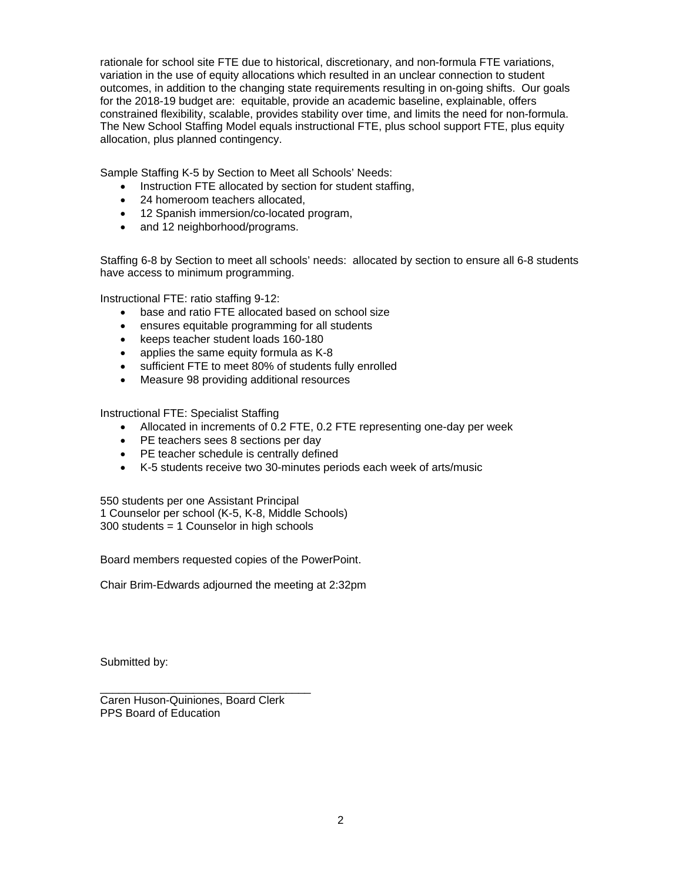rationale for school site FTE due to historical, discretionary, and non-formula FTE variations, variation in the use of equity allocations which resulted in an unclear connection to student outcomes, in addition to the changing state requirements resulting in on-going shifts. Our goals for the 2018-19 budget are: equitable, provide an academic baseline, explainable, offers constrained flexibility, scalable, provides stability over time, and limits the need for non-formula. The New School Staffing Model equals instructional FTE, plus school support FTE, plus equity allocation, plus planned contingency.

Sample Staffing K-5 by Section to Meet all Schools' Needs:

- Instruction FTE allocated by section for student staffing,
- 24 homeroom teachers allocated,
- 12 Spanish immersion/co-located program,
- and 12 neighborhood/programs.

Staffing 6-8 by Section to meet all schools' needs: allocated by section to ensure all 6-8 students have access to minimum programming.

Instructional FTE: ratio staffing 9-12:

- base and ratio FTE allocated based on school size
- ensures equitable programming for all students
- keeps teacher student loads 160-180
- applies the same equity formula as K-8
- sufficient FTE to meet 80% of students fully enrolled
- Measure 98 providing additional resources

Instructional FTE: Specialist Staffing

- Allocated in increments of 0.2 FTE, 0.2 FTE representing one-day per week
- PE teachers sees 8 sections per day
- PE teacher schedule is centrally defined
- K-5 students receive two 30-minutes periods each week of arts/music

550 students per one Assistant Principal
1 Counselor per school (K-5, K-8, Middle Schools)
300 students = 1 Counselor in high schools

Board members requested copies of the PowerPoint.

Chair Brim-Edwards adjourned the meeting at 2:32pm

Submitted by:

_________________________________
Caren Huson-Quiniones, Board Clerk
PPS Board of Education